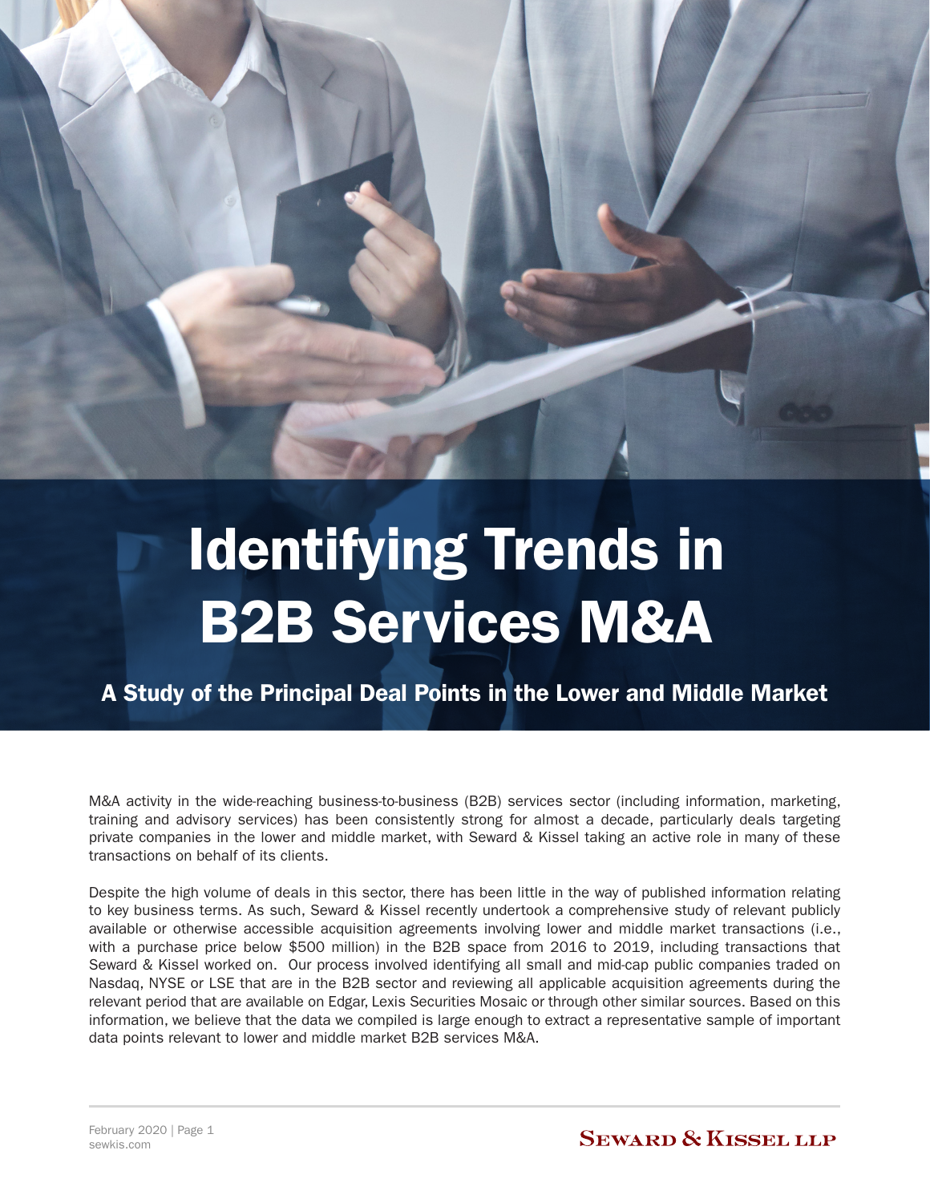# Identifying Trends in B2B Services M&A

## A Study of the Principal Deal Points in the Lower and Middle Market

M&A activity in the wide-reaching business-to-business (B2B) services sector (including information, marketing, training and advisory services) has been consistently strong for almost a decade, particularly deals targeting private companies in the lower and middle market, with Seward & Kissel taking an active role in many of these transactions on behalf of its clients.

Despite the high volume of deals in this sector, there has been little in the way of published information relating to key business terms. As such, Seward & Kissel recently undertook a comprehensive study of relevant publicly available or otherwise accessible acquisition agreements involving lower and middle market transactions (i.e., with a purchase price below $500 million) in the B2B space from 2016 to 2019, including transactions that Seward & Kissel worked on. Our process involved identifying all small and mid-cap public companies traded on Nasdaq, NYSE or LSE that are in the B2B sector and reviewing all applicable acquisition agreements during the relevant period that are available on Edgar, Lexis Securities Mosaic or through other similar sources. Based on this information, we believe that the data we compiled is large enough to extract a representative sample of important data points relevant to lower and middle market B2B services M&A.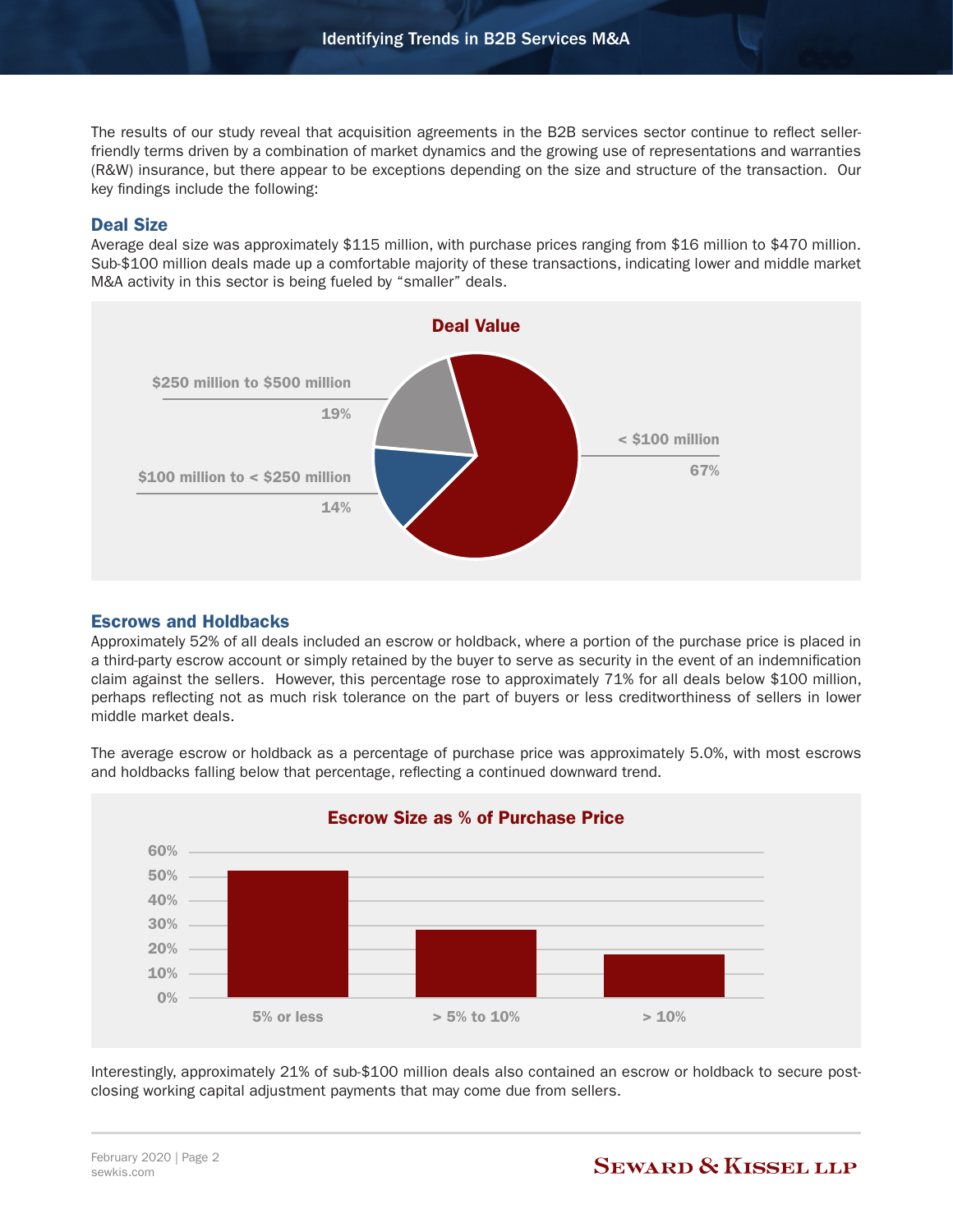The results of our study reveal that acquisition agreements in the B2B services sector continue to reflect seller-friendly terms driven by a combination of market dynamics and the growing use of representations and warranties (R&W) insurance, but there appear to be exceptions depending on the size and structure of the transaction. Our key findings include the following:

## Deal Size

Average deal size was approximately $115 million, with purchase prices ranging from $16 million to $470 million. Sub-$100 million deals made up a comfortable majority of these transactions, indicating lower and middle market M&A activity in this sector is being fueled by "smaller" deals.

**Deal Value**

| Deal Value | Share |
| --- | --- |
| < $100 million | 67% |
| $100 million to < $250 million | 14% |
| $250 million to $500 million | 19% |

## Escrows and Holdbacks

Approximately 52% of all deals included an escrow or holdback, where a portion of the purchase price is placed in a third-party escrow account or simply retained by the buyer to serve as security in the event of an indemnification claim against the sellers. However, this percentage rose to approximately 71% for all deals below $100 million, perhaps reflecting not as much risk tolerance on the part of buyers or less creditworthiness of sellers in lower middle market deals.

The average escrow or holdback as a percentage of purchase price was approximately 5.0%, with most escrows and holdbacks falling below that percentage, reflecting a continued downward trend.

**Escrow Size as % of Purchase Price**

| Escrow Size | Approx. % of Deals |
| --- | --- |
| 5% or less | ~53% |
| > 5% to 10% | ~28% |
| > 10% | ~18% |

Interestingly, approximately 21% of sub-$100 million deals also contained an escrow or holdback to secure post-closing working capital adjustment payments that may come due from sellers.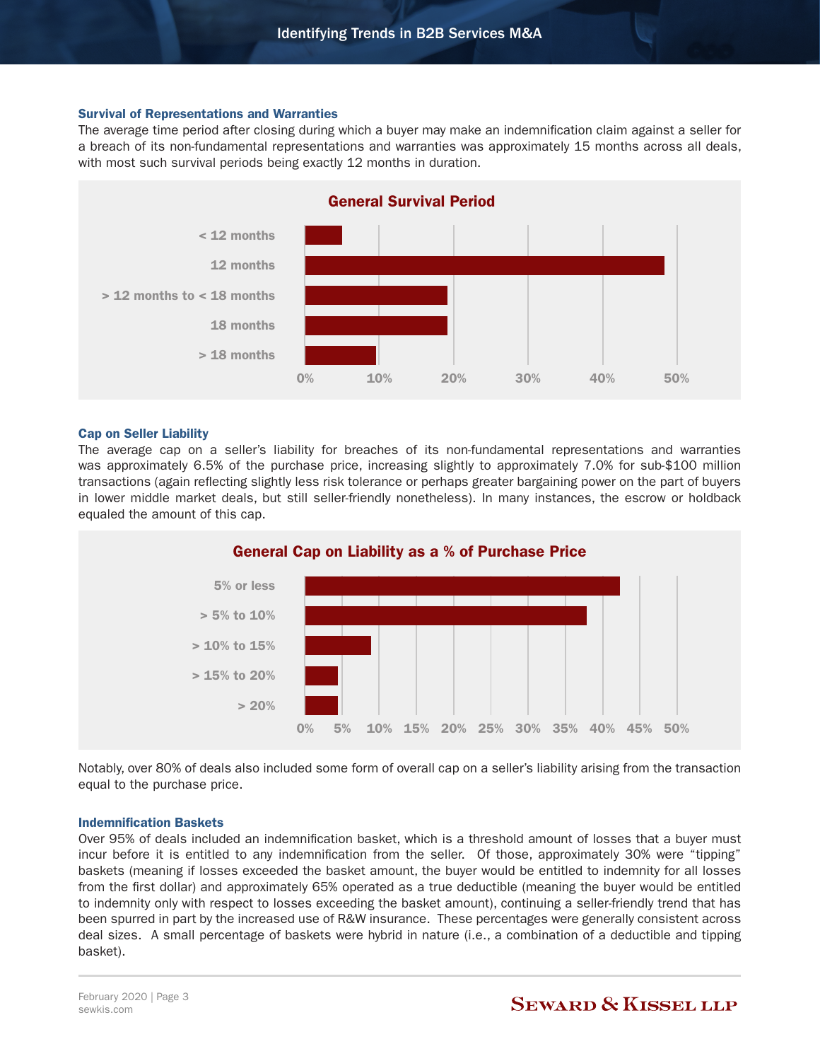### Survival of Representations and Warranties

The average time period after closing during which a buyer may make an indemnification claim against a seller for a breach of its non-fundamental representations and warranties was approximately 15 months across all deals, with most such survival periods being exactly 12 months in duration.

**General Survival Period**

| Survival Period | Approx. % of Deals |
|---|---|
| < 12 months | ~5% |
| 12 months | ~48% |
| > 12 months to < 18 months | ~19% |
| 18 months | ~19% |
| > 18 months | ~9.5% |

### Cap on Seller Liability

The average cap on a seller's liability for breaches of its non-fundamental representations and warranties was approximately 6.5% of the purchase price, increasing slightly to approximately 7.0% for sub-$100 million transactions (again reflecting slightly less risk tolerance or perhaps greater bargaining power on the part of buyers in lower middle market deals, but still seller-friendly nonetheless). In many instances, the escrow or holdback equaled the amount of this cap.

**General Cap on Liability as a % of Purchase Price**

| Cap as % of Purchase Price | Approx. % of Deals |
|---|---|
| 5% or less | ~42% |
| > 5% to 10% | ~38% |
| > 10% to 15% | ~9% |
| > 15% to 20% | ~4.5% |
| > 20% | ~4.5% |

Notably, over 80% of deals also included some form of overall cap on a seller's liability arising from the transaction equal to the purchase price.

### Indemnification Baskets

Over 95% of deals included an indemnification basket, which is a threshold amount of losses that a buyer must incur before it is entitled to any indemnification from the seller. Of those, approximately 30% were "tipping" baskets (meaning if losses exceeded the basket amount, the buyer would be entitled to indemnity for all losses from the first dollar) and approximately 65% operated as a true deductible (meaning the buyer would be entitled to indemnity only with respect to losses exceeding the basket amount), continuing a seller-friendly trend that has been spurred in part by the increased use of R&W insurance. These percentages were generally consistent across deal sizes. A small percentage of baskets were hybrid in nature (i.e., a combination of a deductible and tipping basket).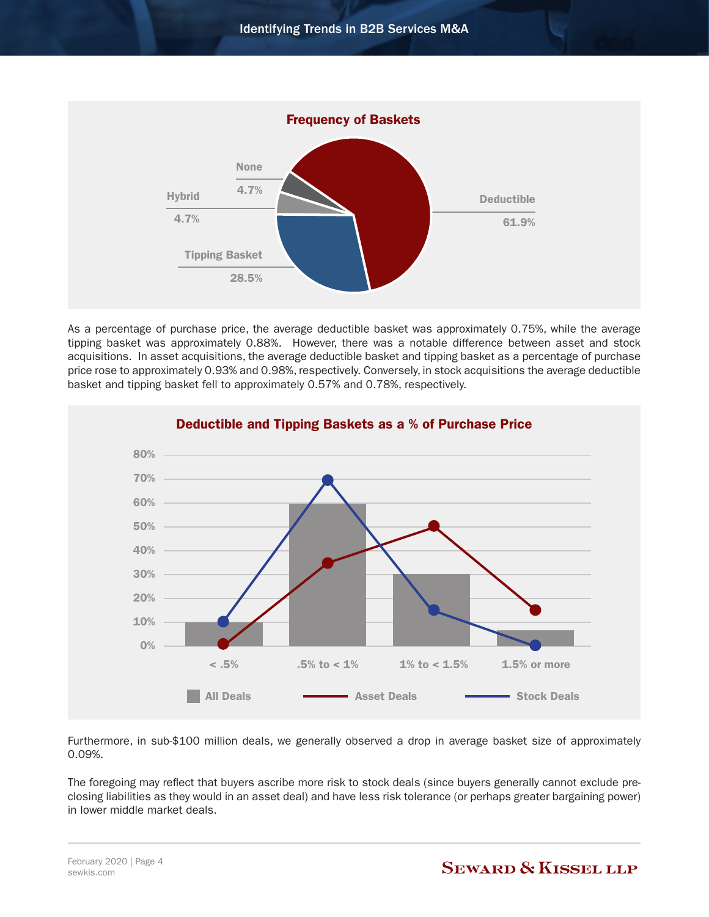**Frequency of Baskets**

| Basket Type | Frequency |
|---|---|
| Deductible | 61.9% |
| Tipping Basket | 28.5% |
| Hybrid | 4.7% |
| None | 4.7% |

As a percentage of purchase price, the average deductible basket was approximately 0.75%, while the average tipping basket was approximately 0.88%. However, there was a notable difference between asset and stock acquisitions. In asset acquisitions, the average deductible basket and tipping basket as a percentage of purchase price rose to approximately 0.93% and 0.98%, respectively. Conversely, in stock acquisitions the average deductible basket and tipping basket fell to approximately 0.57% and 0.78%, respectively.

**Deductible and Tipping Baskets as a % of Purchase Price**

Legend: All Deals (bars), Asset Deals (red line), Stock Deals (blue line)

Categories: < .5%, .5% to < 1%, 1% to < 1.5%, 1.5% or more

Furthermore, in sub-$100 million deals, we generally observed a drop in average basket size of approximately 0.09%.

The foregoing may reflect that buyers ascribe more risk to stock deals (since buyers generally cannot exclude pre-closing liabilities as they would in an asset deal) and have less risk tolerance (or perhaps greater bargaining power) in lower middle market deals.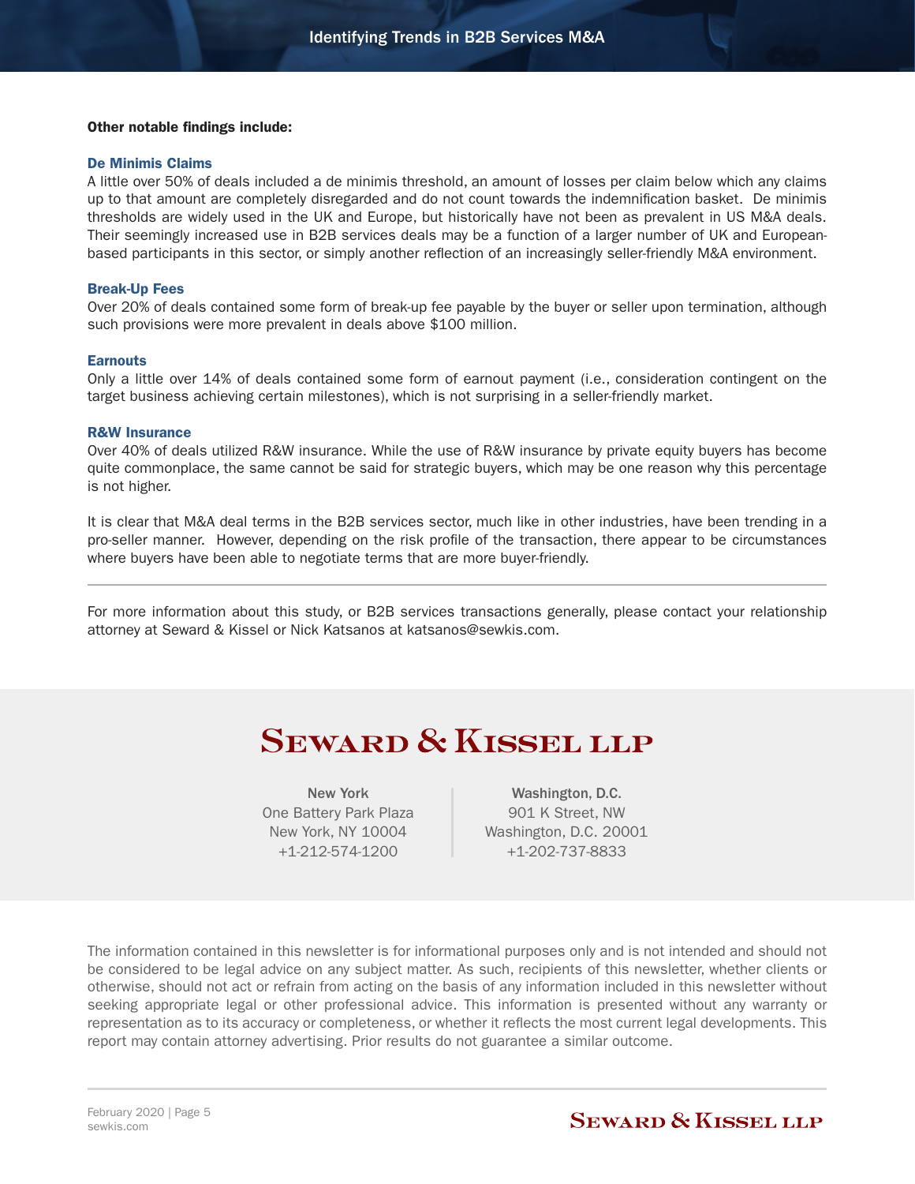**Other notable findings include:**

### De Minimis Claims

A little over 50% of deals included a de minimis threshold, an amount of losses per claim below which any claims up to that amount are completely disregarded and do not count towards the indemnification basket. De minimis thresholds are widely used in the UK and Europe, but historically have not been as prevalent in US M&A deals. Their seemingly increased use in B2B services deals may be a function of a larger number of UK and European-based participants in this sector, or simply another reflection of an increasingly seller-friendly M&A environment.

### Break-Up Fees

Over 20% of deals contained some form of break-up fee payable by the buyer or seller upon termination, although such provisions were more prevalent in deals above $100 million.

### Earnouts

Only a little over 14% of deals contained some form of earnout payment (i.e., consideration contingent on the target business achieving certain milestones), which is not surprising in a seller-friendly market.

### R&W Insurance

Over 40% of deals utilized R&W insurance. While the use of R&W insurance by private equity buyers has become quite commonplace, the same cannot be said for strategic buyers, which may be one reason why this percentage is not higher.

It is clear that M&A deal terms in the B2B services sector, much like in other industries, have been trending in a pro-seller manner. However, depending on the risk profile of the transaction, there appear to be circumstances where buyers have been able to negotiate terms that are more buyer-friendly.

---

For more information about this study, or B2B services transactions generally, please contact your relationship attorney at Seward & Kissel or Nick Katsanos at katsanos@sewkis.com.

## Seward & Kissel LLP

**New York**
One Battery Park Plaza
New York, NY 10004
+1-212-574-1200

**Washington, D.C.**
901 K Street, NW
Washington, D.C. 20001
+1-202-737-8833

The information contained in this newsletter is for informational purposes only and is not intended and should not be considered to be legal advice on any subject matter. As such, recipients of this newsletter, whether clients or otherwise, should not act or refrain from acting on the basis of any information included in this newsletter without seeking appropriate legal or other professional advice. This information is presented without any warranty or representation as to its accuracy or completeness, or whether it reflects the most current legal developments. This report may contain attorney advertising. Prior results do not guarantee a similar outcome.